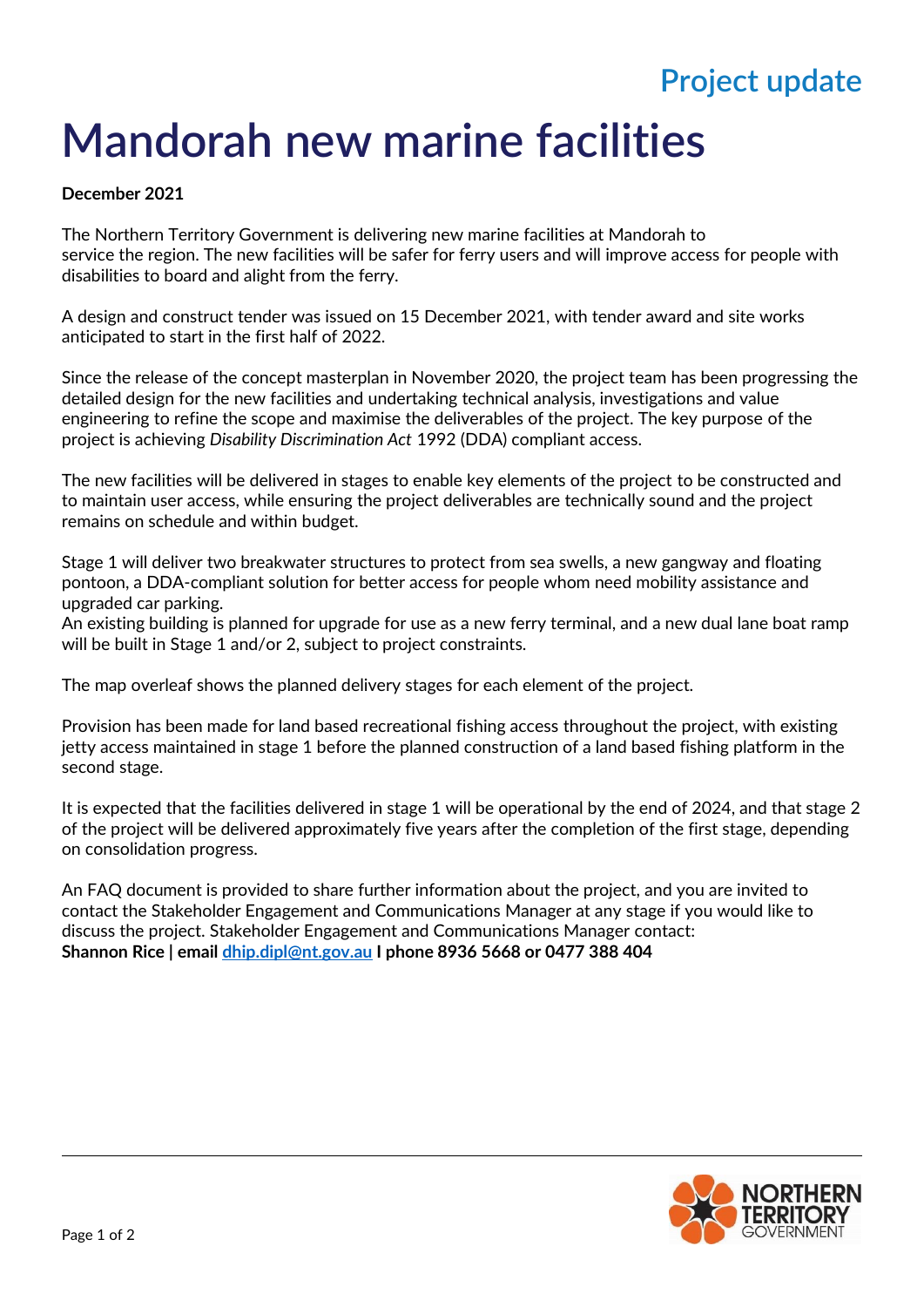Project update

# Mandorah new marine facilities

**December 2021**

The Northern Territory Government is delivering new marine facilities at Mandorah to service the region. The new facilities will be safer for ferry users and will improve access for people with disabilities to board and alight from the ferry.

A design and construct tender was issued on 15 December 2021, with tender award and site works anticipated to start in the first half of 2022.

Since the release of the concept masterplan in November 2020, the project team has been progressing the detailed design for the new facilities and undertaking technical analysis, investigations and value engineering to refine the scope and maximise the deliverables of the project. The key purpose of the project is achieving *Disability Discrimination Act* 1992 (DDA) compliant access.

The new facilities will be delivered in stages to enable key elements of the project to be constructed and to maintain user access, while ensuring the project deliverables are technically sound and the project remains on schedule and within budget.

Stage 1 will deliver two breakwater structures to protect from sea swells, a new gangway and floating pontoon, a DDA-compliant solution for better access for people whom need mobility assistance and upgraded car parking.
An existing building is planned for upgrade for use as a new ferry terminal, and a new dual lane boat ramp will be built in Stage 1 and/or 2, subject to project constraints.

The map overleaf shows the planned delivery stages for each element of the project.

Provision has been made for land based recreational fishing access throughout the project, with existing jetty access maintained in stage 1 before the planned construction of a land based fishing platform in the second stage.

It is expected that the facilities delivered in stage 1 will be operational by the end of 2024, and that stage 2 of the project will be delivered approximately five years after the completion of the first stage, depending on consolidation progress.

An FAQ document is provided to share further information about the project, and you are invited to contact the Stakeholder Engagement and Communications Manager at any stage if you would like to discuss the project. Stakeholder Engagement and Communications Manager contact:
**Shannon Rice | email dhip.dipl@nt.gov.au I phone 8936 5668 or 0477 388 404**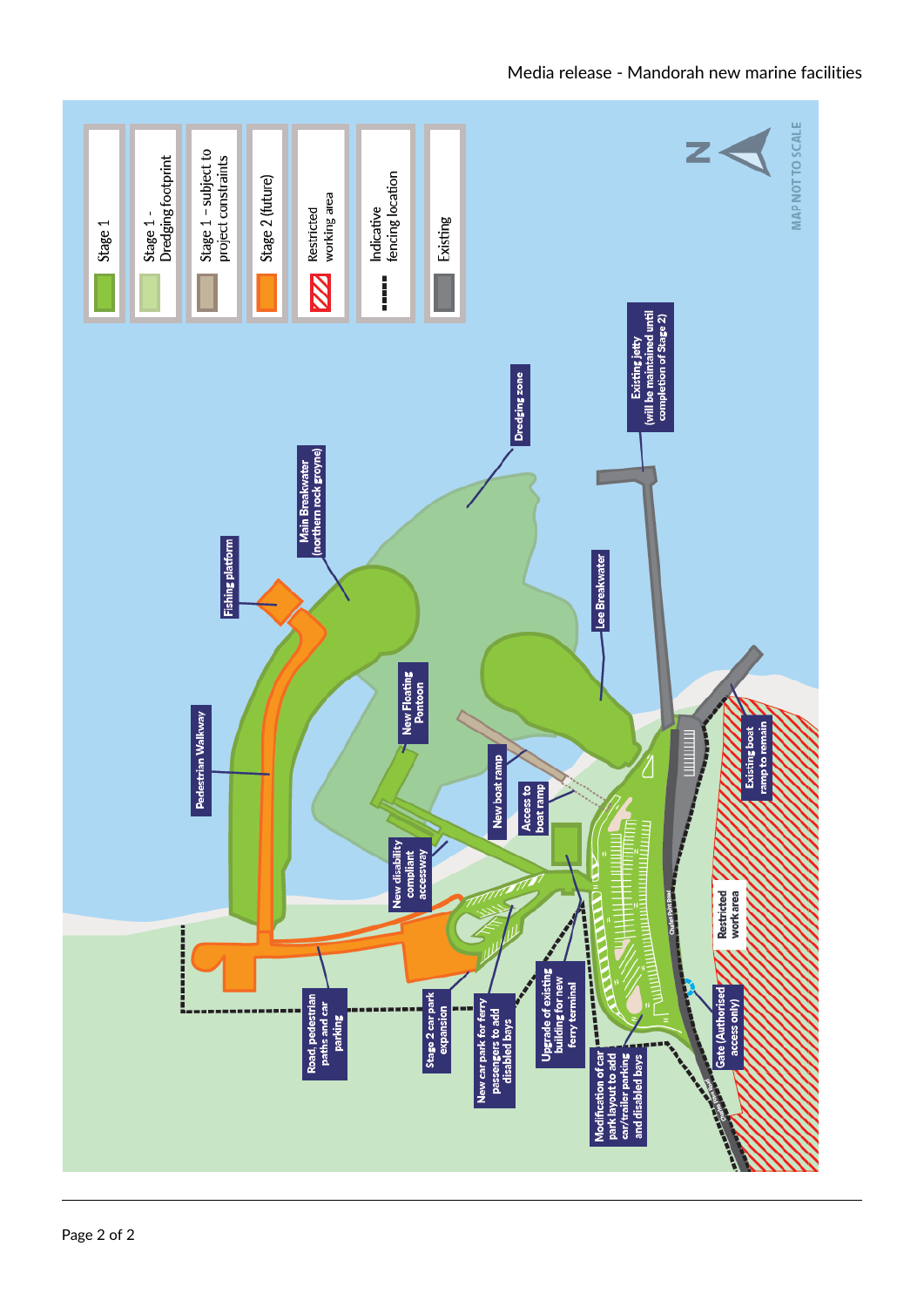Stage 1

Stage 1 - Dredging footprint

Stage 1 – subject to project constraints

Stage 2 (future)

Restricted working area

Indicative fencing location

Existing

N

MAP NOT TO SCALE

Existing jetty (will be maintained until completion of Stage 2)

Dredging zone

Main Breakwater (northern rock groyne)

Fishing platform

Lee Breakwater

New Floating Pontoon

Pedestrian Walkway

New boat ramp

Access to boat ramp

Existing boat ramp to remain

New disability compliant accessway

Restricted work area

Cox Peninsula Road

Gate (Authorised access only)

Road, pedestrian paths and car parking

Stage 2 car park expansion

New car park for ferry passengers to add disabled bays

Upgrade of existing building for new ferry terminal

Modification of car park layout to add car/trailer parking and disabled bays